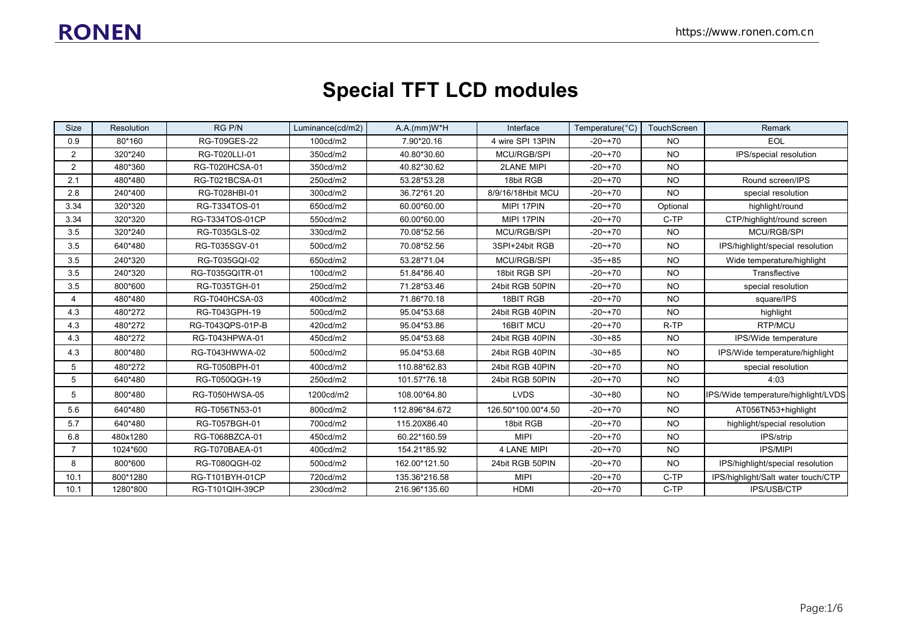# Special TFT LCD modules

| Size | Resolution | RG P/N | Luminance(cd/m2) | A.A.(mm)W*H | Interface | Temperature(°C) | TouchScreen | Remark |
|---|---|---|---|---|---|---|---|---|
| 0.9 | 80*160 | RG-T09GES-22 | 100cd/m2 | 7.90*20.16 | 4 wire SPI 13PIN | -20~+70 | NO | EOL |
| 2 | 320*240 | RG-T020LLI-01 | 350cd/m2 | 40.80*30.60 | MCU/RGB/SPI | -20~+70 | NO | IPS/special resolution |
| 2 | 480*360 | RG-T020HCSA-01 | 350cd/m2 | 40.82*30.62 | 2LANE MIPI | -20~+70 | NO | |
| 2.1 | 480*480 | RG-T021BCSA-01 | 250cd/m2 | 53.28*53.28 | 18bit RGB | -20~+70 | NO | Round screen/IPS |
| 2.8 | 240*400 | RG-T028HBI-01 | 300cd/m2 | 36.72*61.20 | 8/9/16/18Hbit MCU | -20~+70 | NO | special resolution |
| 3.34 | 320*320 | RG-T334TOS-01 | 650cd/m2 | 60.00*60.00 | MIPI 17PIN | -20~+70 | Optional | highlight/round |
| 3.34 | 320*320 | RG-T334TOS-01CP | 550cd/m2 | 60.00*60.00 | MIPI 17PIN | -20~+70 | C-TP | CTP/highlight/round screen |
| 3.5 | 320*240 | RG-T035GLS-02 | 330cd/m2 | 70.08*52.56 | MCU/RGB/SPI | -20~+70 | NO | MCU/RGB/SPI |
| 3.5 | 640*480 | RG-T035SGV-01 | 500cd/m2 | 70.08*52.56 | 3SPI+24bit RGB | -20~+70 | NO | IPS/highlight/special resolution |
| 3.5 | 240*320 | RG-T035GQI-02 | 650cd/m2 | 53.28*71.04 | MCU/RGB/SPI | -35~+85 | NO | Wide temperature/highlight |
| 3.5 | 240*320 | RG-T035GQITR-01 | 100cd/m2 | 51.84*86.40 | 18bit RGB SPI | -20~+70 | NO | Transflective |
| 3.5 | 800*600 | RG-T035TGH-01 | 250cd/m2 | 71.28*53.46 | 24bit RGB 50PIN | -20~+70 | NO | special resolution |
| 4 | 480*480 | RG-T040HCSA-03 | 400cd/m2 | 71.86*70.18 | 18BIT RGB | -20~+70 | NO | square/IPS |
| 4.3 | 480*272 | RG-T043GPH-19 | 500cd/m2 | 95.04*53.68 | 24bit RGB 40PIN | -20~+70 | NO | highlight |
| 4.3 | 480*272 | RG-T043QPS-01P-B | 420cd/m2 | 95.04*53.86 | 16BIT MCU | -20~+70 | R-TP | RTP/MCU |
| 4.3 | 480*272 | RG-T043HPWA-01 | 450cd/m2 | 95.04*53.68 | 24bit RGB 40PIN | -30~+85 | NO | IPS/Wide temperature |
| 4.3 | 800*480 | RG-T043HWWA-02 | 500cd/m2 | 95.04*53.68 | 24bit RGB 40PIN | -30~+85 | NO | IPS/Wide temperature/highlight |
| 5 | 480*272 | RG-T050BPH-01 | 400cd/m2 | 110.88*62.83 | 24bit RGB 40PIN | -20~+70 | NO | special resolution |
| 5 | 640*480 | RG-T050QGH-19 | 250cd/m2 | 101.57*76.18 | 24bit RGB 50PIN | -20~+70 | NO | 4:03 |
| 5 | 800*480 | RG-T050HWSA-05 | 1200cd/m2 | 108.00*64.80 | LVDS | -30~+80 | NO | IPS/Wide temperature/highlight/LVDS |
| 5.6 | 640*480 | RG-T056TN53-01 | 800cd/m2 | 112.896*84.672 | 126.50*100.00*4.50 | -20~+70 | NO | AT056TN53+highlight |
| 5.7 | 640*480 | RG-T057BGH-01 | 700cd/m2 | 115.20X86.40 | 18bit RGB | -20~+70 | NO | highlight/special resolution |
| 6.8 | 480x1280 | RG-T068BZCA-01 | 450cd/m2 | 60.22*160.59 | MIPI | -20~+70 | NO | IPS/strip |
| 7 | 1024*600 | RG-T070BAEA-01 | 400cd/m2 | 154.21*85.92 | 4 LANE MIPI | -20~+70 | NO | IPS/MIPI |
| 8 | 800*600 | RG-T080QGH-02 | 500cd/m2 | 162.00*121.50 | 24bit RGB 50PIN | -20~+70 | NO | IPS/highlight/special resolution |
| 10.1 | 800*1280 | RG-T101BYH-01CP | 720cd/m2 | 135.36*216.58 | MIPI | -20~+70 | C-TP | IPS/highlight/Salt water touch/CTP |
| 10.1 | 1280*800 | RG-T101QIH-39CP | 230cd/m2 | 216.96*135.60 | HDMI | -20~+70 | C-TP | IPS/USB/CTP |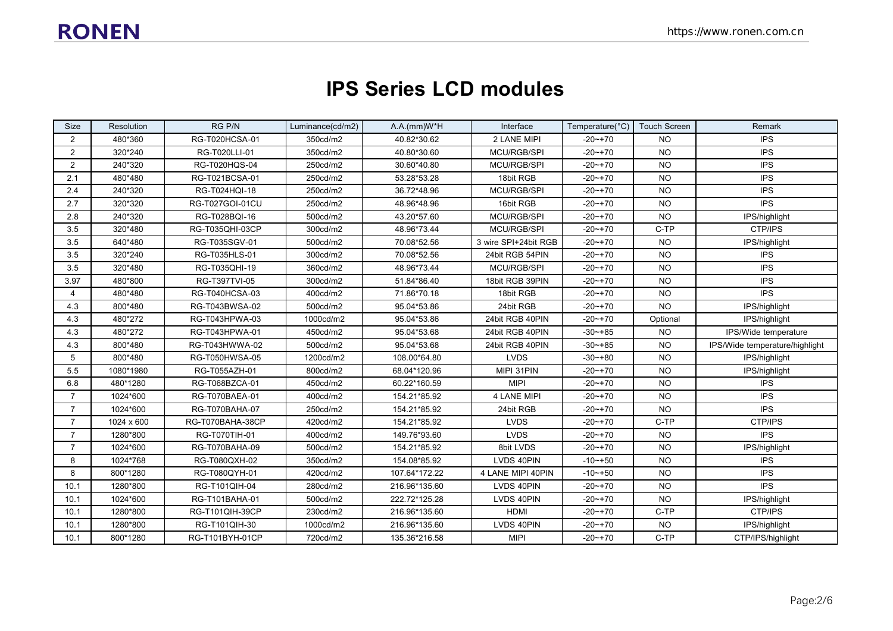# IPS Series LCD modules

| Size | Resolution | RG P/N | Luminance(cd/m2) | A.A.(mm)W*H | Interface | Temperature(°C) | Touch Screen | Remark |
|---|---|---|---|---|---|---|---|---|
| 2 | 480*360 | RG-T020HCSA-01 | 350cd/m2 | 40.82*30.62 | 2 LANE MIPI | -20~+70 | NO | IPS |
| 2 | 320*240 | RG-T020LLI-01 | 350cd/m2 | 40.80*30.60 | MCU/RGB/SPI | -20~+70 | NO | IPS |
| 2 | 240*320 | RG-T020HQS-04 | 250cd/m2 | 30.60*40.80 | MCU/RGB/SPI | -20~+70 | NO | IPS |
| 2.1 | 480*480 | RG-T021BCSA-01 | 250cd/m2 | 53.28*53.28 | 18bit RGB | -20~+70 | NO | IPS |
| 2.4 | 240*320 | RG-T024HQI-18 | 250cd/m2 | 36.72*48.96 | MCU/RGB/SPI | -20~+70 | NO | IPS |
| 2.7 | 320*320 | RG-T027GOI-01CU | 250cd/m2 | 48.96*48.96 | 16bit RGB | -20~+70 | NO | IPS |
| 2.8 | 240*320 | RG-T028BQI-16 | 500cd/m2 | 43.20*57.60 | MCU/RGB/SPI | -20~+70 | NO | IPS/highlight |
| 3.5 | 320*480 | RG-T035QHI-03CP | 300cd/m2 | 48.96*73.44 | MCU/RGB/SPI | -20~+70 | C-TP | CTP/IPS |
| 3.5 | 640*480 | RG-T035SGV-01 | 500cd/m2 | 70.08*52.56 | 3 wire SPI+24bit RGB | -20~+70 | NO | IPS/highlight |
| 3.5 | 320*240 | RG-T035HLS-01 | 300cd/m2 | 70.08*52.56 | 24bit RGB 54PIN | -20~+70 | NO | IPS |
| 3.5 | 320*480 | RG-T035QHI-19 | 360cd/m2 | 48.96*73.44 | MCU/RGB/SPI | -20~+70 | NO | IPS |
| 3.97 | 480*800 | RG-T397TVI-05 | 300cd/m2 | 51.84*86.40 | 18bit RGB 39PIN | -20~+70 | NO | IPS |
| 4 | 480*480 | RG-T040HCSA-03 | 400cd/m2 | 71.86*70.18 | 18bit RGB | -20~+70 | NO | IPS |
| 4.3 | 800*480 | RG-T043BWSA-02 | 500cd/m2 | 95.04*53.86 | 24bit RGB | -20~+70 | NO | IPS/highlight |
| 4.3 | 480*272 | RG-T043HPWA-03 | 1000cd/m2 | 95.04*53.86 | 24bit RGB 40PIN | -20~+70 | Optional | IPS/highlight |
| 4.3 | 480*272 | RG-T043HPWA-01 | 450cd/m2 | 95.04*53.68 | 24bit RGB 40PIN | -30~+85 | NO | IPS/Wide temperature |
| 4.3 | 800*480 | RG-T043HWWA-02 | 500cd/m2 | 95.04*53.68 | 24bit RGB 40PIN | -30~+85 | NO | IPS/Wide temperature/highlight |
| 5 | 800*480 | RG-T050HWSA-05 | 1200cd/m2 | 108.00*64.80 | LVDS | -30~+80 | NO | IPS/highlight |
| 5.5 | 1080*1980 | RG-T055AZH-01 | 800cd/m2 | 68.04*120.96 | MIPI 31PIN | -20~+70 | NO | IPS/highlight |
| 6.8 | 480*1280 | RG-T068BZCA-01 | 450cd/m2 | 60.22*160.59 | MIPI | -20~+70 | NO | IPS |
| 7 | 1024*600 | RG-T070BAEA-01 | 400cd/m2 | 154.21*85.92 | 4 LANE MIPI | -20~+70 | NO | IPS |
| 7 | 1024*600 | RG-T070BAHA-07 | 250cd/m2 | 154.21*85.92 | 24bit RGB | -20~+70 | NO | IPS |
| 7 | 1024 x 600 | RG-T070BAHA-38CP | 420cd/m2 | 154.21*85.92 | LVDS | -20~+70 | C-TP | CTP/IPS |
| 7 | 1280*800 | RG-T070TIH-01 | 400cd/m2 | 149.76*93.60 | LVDS | -20~+70 | NO | IPS |
| 7 | 1024*600 | RG-T070BAHA-09 | 500cd/m2 | 154.21*85.92 | 8bit LVDS | -20~+70 | NO | IPS/highlight |
| 8 | 1024*768 | RG-T080QXH-02 | 350cd/m2 | 154.08*85.92 | LVDS 40PIN | -10~+50 | NO | IPS |
| 8 | 800*1280 | RG-T080QYH-01 | 420cd/m2 | 107.64*172.22 | 4 LANE MIPI 40PIN | -10~+50 | NO | IPS |
| 10.1 | 1280*800 | RG-T101QIH-04 | 280cd/m2 | 216.96*135.60 | LVDS 40PIN | -20~+70 | NO | IPS |
| 10.1 | 1024*600 | RG-T101BAHA-01 | 500cd/m2 | 222.72*125.28 | LVDS 40PIN | -20~+70 | NO | IPS/highlight |
| 10.1 | 1280*800 | RG-T101QIH-39CP | 230cd/m2 | 216.96*135.60 | HDMI | -20~+70 | C-TP | CTP/IPS |
| 10.1 | 1280*800 | RG-T101QIH-30 | 1000cd/m2 | 216.96*135.60 | LVDS 40PIN | -20~+70 | NO | IPS/highlight |
| 10.1 | 800*1280 | RG-T101BYH-01CP | 720cd/m2 | 135.36*216.58 | MIPI | -20~+70 | C-TP | CTP/IPS/highlight |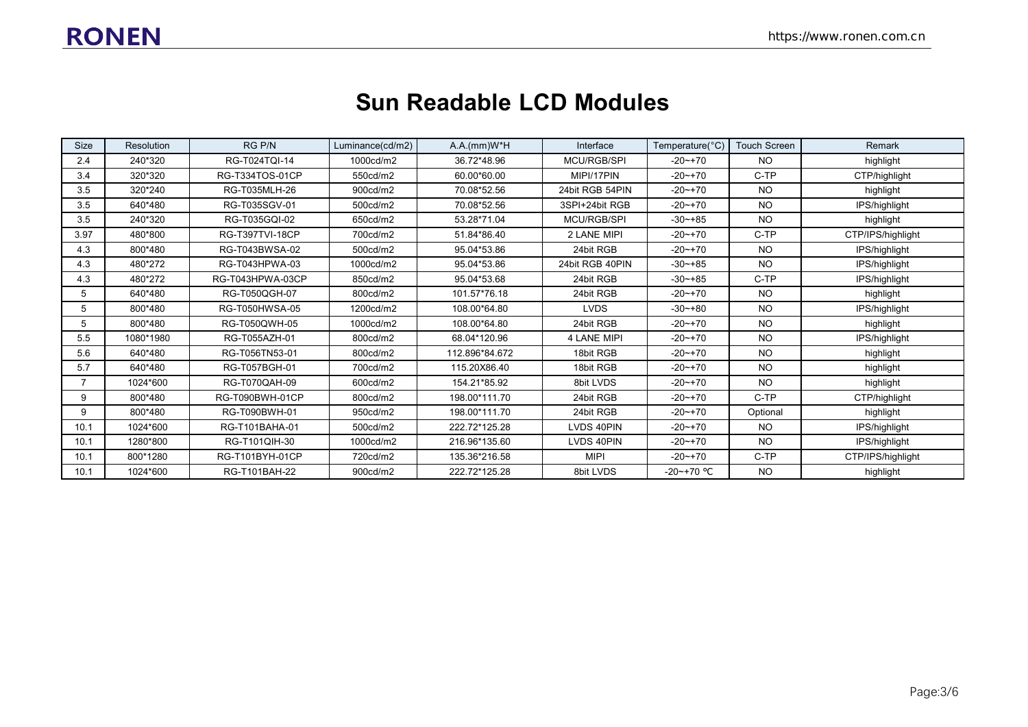# Sun Readable LCD Modules

| Size | Resolution | RG P/N | Luminance(cd/m2) | A.A.(mm)W*H | Interface | Temperature(°C) | Touch Screen | Remark |
|---|---|---|---|---|---|---|---|---|
| 2.4 | 240*320 | RG-T024TQI-14 | 1000cd/m2 | 36.72*48.96 | MCU/RGB/SPI | -20~+70 | NO | highlight |
| 3.4 | 320*320 | RG-T334TOS-01CP | 550cd/m2 | 60.00*60.00 | MIPI/17PIN | -20~+70 | C-TP | CTP/highlight |
| 3.5 | 320*240 | RG-T035MLH-26 | 900cd/m2 | 70.08*52.56 | 24bit RGB 54PIN | -20~+70 | NO | highlight |
| 3.5 | 640*480 | RG-T035SGV-01 | 500cd/m2 | 70.08*52.56 | 3SPI+24bit RGB | -20~+70 | NO | IPS/highlight |
| 3.5 | 240*320 | RG-T035GQI-02 | 650cd/m2 | 53.28*71.04 | MCU/RGB/SPI | -30~+85 | NO | highlight |
| 3.97 | 480*800 | RG-T397TVI-18CP | 700cd/m2 | 51.84*86.40 | 2 LANE MIPI | -20~+70 | C-TP | CTP/IPS/highlight |
| 4.3 | 800*480 | RG-T043BWSA-02 | 500cd/m2 | 95.04*53.86 | 24bit RGB | -20~+70 | NO | IPS/highlight |
| 4.3 | 480*272 | RG-T043HPWA-03 | 1000cd/m2 | 95.04*53.86 | 24bit RGB 40PIN | -30~+85 | NO | IPS/highlight |
| 4.3 | 480*272 | RG-T043HPWA-03CP | 850cd/m2 | 95.04*53.68 | 24bit RGB | -30~+85 | C-TP | IPS/highlight |
| 5 | 640*480 | RG-T050QGH-07 | 800cd/m2 | 101.57*76.18 | 24bit RGB | -20~+70 | NO | highlight |
| 5 | 800*480 | RG-T050HWSA-05 | 1200cd/m2 | 108.00*64.80 | LVDS | -30~+80 | NO | IPS/highlight |
| 5 | 800*480 | RG-T050QWH-05 | 1000cd/m2 | 108.00*64.80 | 24bit RGB | -20~+70 | NO | highlight |
| 5.5 | 1080*1980 | RG-T055AZH-01 | 800cd/m2 | 68.04*120.96 | 4 LANE MIPI | -20~+70 | NO | IPS/highlight |
| 5.6 | 640*480 | RG-T056TN53-01 | 800cd/m2 | 112.896*84.672 | 18bit RGB | -20~+70 | NO | highlight |
| 5.7 | 640*480 | RG-T057BGH-01 | 700cd/m2 | 115.20X86.40 | 18bit RGB | -20~+70 | NO | highlight |
| 7 | 1024*600 | RG-T070QAH-09 | 600cd/m2 | 154.21*85.92 | 8bit LVDS | -20~+70 | NO | highlight |
| 9 | 800*480 | RG-T090BWH-01CP | 800cd/m2 | 198.00*111.70 | 24bit RGB | -20~+70 | C-TP | CTP/highlight |
| 9 | 800*480 | RG-T090BWH-01 | 950cd/m2 | 198.00*111.70 | 24bit RGB | -20~+70 | Optional | highlight |
| 10.1 | 1024*600 | RG-T101BAHA-01 | 500cd/m2 | 222.72*125.28 | LVDS 40PIN | -20~+70 | NO | IPS/highlight |
| 10.1 | 1280*800 | RG-T101QIH-30 | 1000cd/m2 | 216.96*135.60 | LVDS 40PIN | -20~+70 | NO | IPS/highlight |
| 10.1 | 800*1280 | RG-T101BYH-01CP | 720cd/m2 | 135.36*216.58 | MIPI | -20~+70 | C-TP | CTP/IPS/highlight |
| 10.1 | 1024*600 | RG-T101BAH-22 | 900cd/m2 | 222.72*125.28 | 8bit LVDS | -20~+70 ℃ | NO | highlight |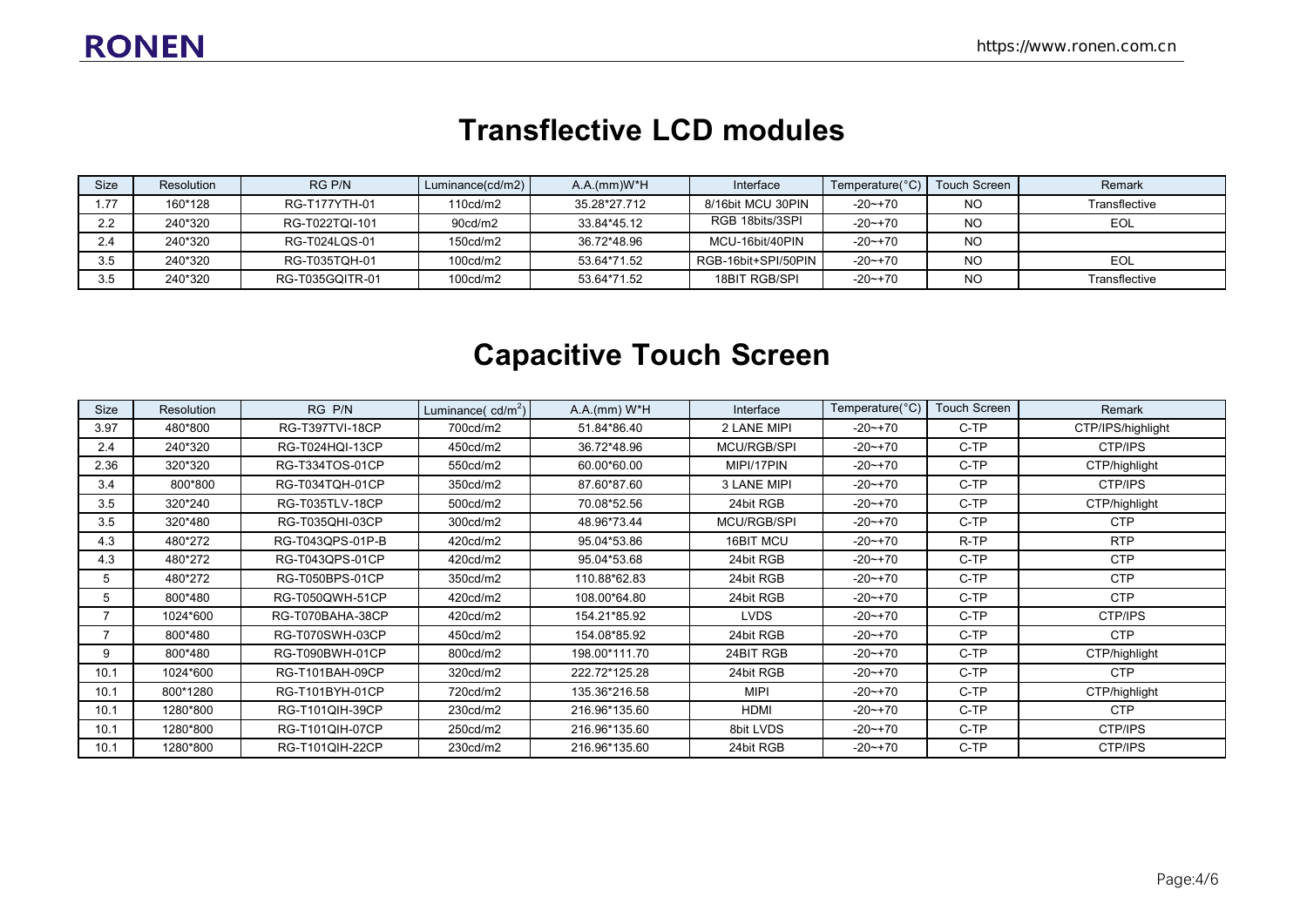# Transflective LCD modules

| Size | Resolution | RG P/N | Luminance(cd/m2) | A.A.(mm)W*H | Interface | Temperature(°C) | Touch Screen | Remark |
|---|---|---|---|---|---|---|---|---|
| 1.77 | 160*128 | RG-T177YTH-01 | 110cd/m2 | 35.28*27.712 | 8/16bit MCU 30PIN | -20~+70 | NO | Transflective |
| 2.2 | 240*320 | RG-T022TQI-101 | 90cd/m2 | 33.84*45.12 | RGB 18bits/3SPI | -20~+70 | NO | EOL |
| 2.4 | 240*320 | RG-T024LQS-01 | 150cd/m2 | 36.72*48.96 | MCU-16bit/40PIN | -20~+70 | NO | |
| 3.5 | 240*320 | RG-T035TQH-01 | 100cd/m2 | 53.64*71.52 | RGB-16bit+SPI/50PIN | -20~+70 | NO | EOL |
| 3.5 | 240*320 | RG-T035GQITR-01 | 100cd/m2 | 53.64*71.52 | 18BIT RGB/SPI | -20~+70 | NO | Transflective |

# Capacitive Touch Screen

| Size | Resolution | RG P/N | Luminance( $cd/m^2$) | A.A.(mm) W*H | Interface | Temperature(°C) | Touch Screen | Remark |
|---|---|---|---|---|---|---|---|---|
| 3.97 | 480*800 | RG-T397TVI-18CP | 700cd/m2 | 51.84*86.40 | 2 LANE MIPI | -20~+70 | C-TP | CTP/IPS/highlight |
| 2.4 | 240*320 | RG-T024HQI-13CP | 450cd/m2 | 36.72*48.96 | MCU/RGB/SPI | -20~+70 | C-TP | CTP/IPS |
| 2.36 | 320*320 | RG-T334TOS-01CP | 550cd/m2 | 60.00*60.00 | MIPI/17PIN | -20~+70 | C-TP | CTP/highlight |
| 3.4 | 800*800 | RG-T034TQH-01CP | 350cd/m2 | 87.60*87.60 | 3 LANE MIPI | -20~+70 | C-TP | CTP/IPS |
| 3.5 | 320*240 | RG-T035TLV-18CP | 500cd/m2 | 70.08*52.56 | 24bit RGB | -20~+70 | C-TP | CTP/highlight |
| 3.5 | 320*480 | RG-T035QHI-03CP | 300cd/m2 | 48.96*73.44 | MCU/RGB/SPI | -20~+70 | C-TP | CTP |
| 4.3 | 480*272 | RG-T043QPS-01P-B | 420cd/m2 | 95.04*53.86 | 16BIT MCU | -20~+70 | R-TP | RTP |
| 4.3 | 480*272 | RG-T043QPS-01CP | 420cd/m2 | 95.04*53.68 | 24bit RGB | -20~+70 | C-TP | CTP |
| 5 | 480*272 | RG-T050BPS-01CP | 350cd/m2 | 110.88*62.83 | 24bit RGB | -20~+70 | C-TP | CTP |
| 5 | 800*480 | RG-T050QWH-51CP | 420cd/m2 | 108.00*64.80 | 24bit RGB | -20~+70 | C-TP | CTP |
| 7 | 1024*600 | RG-T070BAHA-38CP | 420cd/m2 | 154.21*85.92 | LVDS | -20~+70 | C-TP | CTP/IPS |
| 7 | 800*480 | RG-T070SWH-03CP | 450cd/m2 | 154.08*85.92 | 24bit RGB | -20~+70 | C-TP | CTP |
| 9 | 800*480 | RG-T090BWH-01CP | 800cd/m2 | 198.00*111.70 | 24BIT RGB | -20~+70 | C-TP | CTP/highlight |
| 10.1 | 1024*600 | RG-T101BAH-09CP | 320cd/m2 | 222.72*125.28 | 24bit RGB | -20~+70 | C-TP | CTP |
| 10.1 | 800*1280 | RG-T101BYH-01CP | 720cd/m2 | 135.36*216.58 | MIPI | -20~+70 | C-TP | CTP/highlight |
| 10.1 | 1280*800 | RG-T101QIH-39CP | 230cd/m2 | 216.96*135.60 | HDMI | -20~+70 | C-TP | CTP |
| 10.1 | 1280*800 | RG-T101QIH-07CP | 250cd/m2 | 216.96*135.60 | 8bit LVDS | -20~+70 | C-TP | CTP/IPS |
| 10.1 | 1280*800 | RG-T101QIH-22CP | 230cd/m2 | 216.96*135.60 | 24bit RGB | -20~+70 | C-TP | CTP/IPS |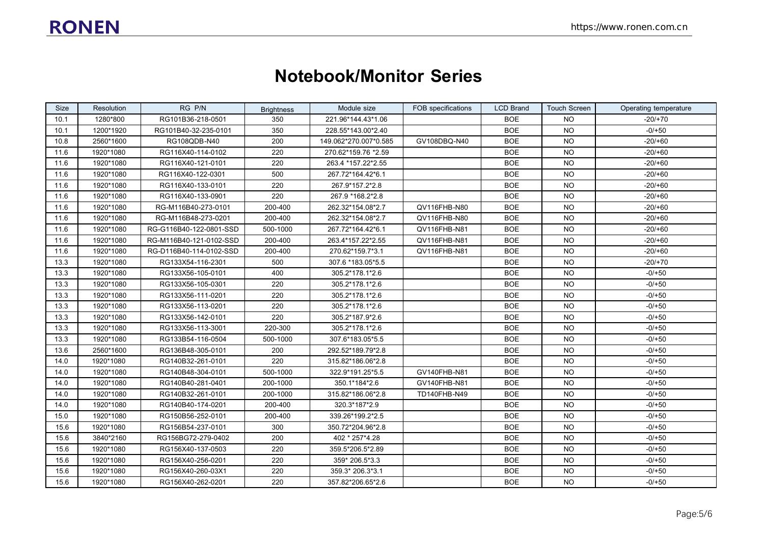# Notebook/Monitor Series

| Size | Resolution | RG P/N | Brightness | Module size | FOB specifications | LCD Brand | Touch Screen | Operating temperature |
|---|---|---|---|---|---|---|---|---|
| 10.1 | 1280*800 | RG101B36-218-0501 | 350 | 221.96*144.43*1.06 | | BOE | NO | -20/+70 |
| 10.1 | 1200*1920 | RG101B40-32-235-0101 | 350 | 228.55*143.00*2.40 | | BOE | NO | -0/+50 |
| 10.8 | 2560*1600 | RG108QDB-N40 | 200 | 149.062*270.007*0.585 | GV108DBQ-N40 | BOE | NO | -20/+60 |
| 11.6 | 1920*1080 | RG116X40-114-0102 | 220 | 270.62*159.76 *2.59 | | BOE | NO | -20/+60 |
| 11.6 | 1920*1080 | RG116X40-121-0101 | 220 | 263.4 *157.22*2.55 | | BOE | NO | -20/+60 |
| 11.6 | 1920*1080 | RG116X40-122-0301 | 500 | 267.72*164.42*6.1 | | BOE | NO | -20/+60 |
| 11.6 | 1920*1080 | RG116X40-133-0101 | 220 | 267.9*157.2*2.8 | | BOE | NO | -20/+60 |
| 11.6 | 1920*1080 | RG116X40-133-0901 | 220 | 267.9 *168.2*2.8 | | BOE | NO | -20/+60 |
| 11.6 | 1920*1080 | RG-M116B40-273-0101 | 200-400 | 262.32*154.08*2.7 | QV116FHB-N80 | BOE | NO | -20/+60 |
| 11.6 | 1920*1080 | RG-M116B48-273-0201 | 200-400 | 262.32*154.08*2.7 | QV116FHB-N80 | BOE | NO | -20/+60 |
| 11.6 | 1920*1080 | RG-G116B40-122-0801-SSD | 500-1000 | 267.72*164.42*6.1 | QV116FHB-N81 | BOE | NO | -20/+60 |
| 11.6 | 1920*1080 | RG-M116B40-121-0102-SSD | 200-400 | 263.4*157.22*2.55 | QV116FHB-N81 | BOE | NO | -20/+60 |
| 11.6 | 1920*1080 | RG-D116B40-114-0102-SSD | 200-400 | 270.62*159.7*3.1 | QV116FHB-N81 | BOE | NO | -20/+60 |
| 13.3 | 1920*1080 | RG133X54-116-2301 | 500 | 307.6 *183.05*5.5 | | BOE | NO | -20/+70 |
| 13.3 | 1920*1080 | RG133X56-105-0101 | 400 | 305.2*178.1*2.6 | | BOE | NO | -0/+50 |
| 13.3 | 1920*1080 | RG133X56-105-0301 | 220 | 305.2*178.1*2.6 | | BOE | NO | -0/+50 |
| 13.3 | 1920*1080 | RG133X56-111-0201 | 220 | 305.2*178.1*2.6 | | BOE | NO | -0/+50 |
| 13.3 | 1920*1080 | RG133X56-113-0201 | 220 | 305.2*178.1*2.6 | | BOE | NO | -0/+50 |
| 13.3 | 1920*1080 | RG133X56-142-0101 | 220 | 305.2*187.9*2.6 | | BOE | NO | -0/+50 |
| 13.3 | 1920*1080 | RG133X56-113-3001 | 220-300 | 305.2*178.1*2.6 | | BOE | NO | -0/+50 |
| 13.3 | 1920*1080 | RG133B54-116-0504 | 500-1000 | 307.6*183.05*5.5 | | BOE | NO | -0/+50 |
| 13.6 | 2560*1600 | RG136B48-305-0101 | 200 | 292.52*189.79*2.8 | | BOE | NO | -0/+50 |
| 14.0 | 1920*1080 | RG140B32-261-0101 | 220 | 315.82*186.06*2.8 | | BOE | NO | -0/+50 |
| 14.0 | 1920*1080 | RG140B48-304-0101 | 500-1000 | 322.9*191.25*5.5 | GV140FHB-N81 | BOE | NO | -0/+50 |
| 14.0 | 1920*1080 | RG140B40-281-0401 | 200-1000 | 350.1*184*2.6 | GV140FHB-N81 | BOE | NO | -0/+50 |
| 14.0 | 1920*1080 | RG140B32-261-0101 | 200-1000 | 315.82*186.06*2.8 | TD140FHB-N49 | BOE | NO | -0/+50 |
| 14.0 | 1920*1080 | RG140B40-174-0201 | 200-400 | 320.3*187*2.9 | | BOE | NO | -0/+50 |
| 15.0 | 1920*1080 | RG150B56-252-0101 | 200-400 | 339.26*199.2*2.5 | | BOE | NO | -0/+50 |
| 15.6 | 1920*1080 | RG156B54-237-0101 | 300 | 350.72*204.96*2.8 | | BOE | NO | -0/+50 |
| 15.6 | 3840*2160 | RG156BG72-279-0402 | 200 | 402 * 257*4.28 | | BOE | NO | -0/+50 |
| 15.6 | 1920*1080 | RG156X40-137-0503 | 220 | 359.5*206.5*2.89 | | BOE | NO | -0/+50 |
| 15.6 | 1920*1080 | RG156X40-256-0201 | 220 | 359* 206.5*3.3 | | BOE | NO | -0/+50 |
| 15.6 | 1920*1080 | RG156X40-260-03X1 | 220 | 359.3* 206.3*3.1 | | BOE | NO | -0/+50 |
| 15.6 | 1920*1080 | RG156X40-262-0201 | 220 | 357.82*206.65*2.6 | | BOE | NO | -0/+50 |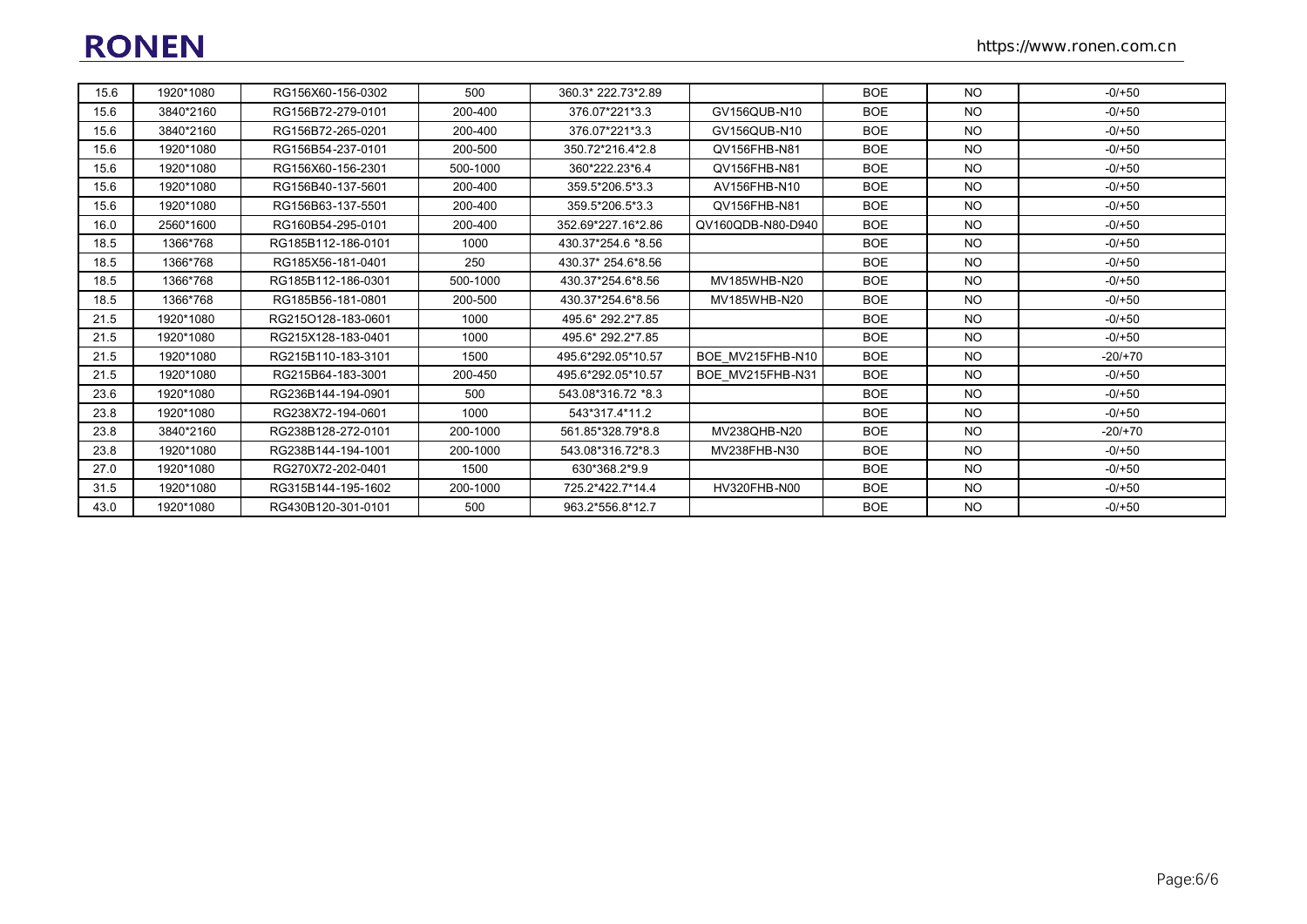| | | | | | | | | |
|---|---|---|---|---|---|---|---|---|
| 15.6 | 1920*1080 | RG156X60-156-0302 | 500 | 360.3* 222.73*2.89 | | BOE | NO | -0/+50 |
| 15.6 | 3840*2160 | RG156B72-279-0101 | 200-400 | 376.07*221*3.3 | GV156QUB-N10 | BOE | NO | -0/+50 |
| 15.6 | 3840*2160 | RG156B72-265-0201 | 200-400 | 376.07*221*3.3 | GV156QUB-N10 | BOE | NO | -0/+50 |
| 15.6 | 1920*1080 | RG156B54-237-0101 | 200-500 | 350.72*216.4*2.8 | QV156FHB-N81 | BOE | NO | -0/+50 |
| 15.6 | 1920*1080 | RG156X60-156-2301 | 500-1000 | 360*222.23*6.4 | QV156FHB-N81 | BOE | NO | -0/+50 |
| 15.6 | 1920*1080 | RG156B40-137-5601 | 200-400 | 359.5*206.5*3.3 | AV156FHB-N10 | BOE | NO | -0/+50 |
| 15.6 | 1920*1080 | RG156B63-137-5501 | 200-400 | 359.5*206.5*3.3 | QV156FHB-N81 | BOE | NO | -0/+50 |
| 16.0 | 2560*1600 | RG160B54-295-0101 | 200-400 | 352.69*227.16*2.86 | QV160QDB-N80-D940 | BOE | NO | -0/+50 |
| 18.5 | 1366*768 | RG185B112-186-0101 | 1000 | 430.37*254.6 *8.56 | | BOE | NO | -0/+50 |
| 18.5 | 1366*768 | RG185X56-181-0401 | 250 | 430.37* 254.6*8.56 | | BOE | NO | -0/+50 |
| 18.5 | 1366*768 | RG185B112-186-0301 | 500-1000 | 430.37*254.6*8.56 | MV185WHB-N20 | BOE | NO | -0/+50 |
| 18.5 | 1366*768 | RG185B56-181-0801 | 200-500 | 430.37*254.6*8.56 | MV185WHB-N20 | BOE | NO | -0/+50 |
| 21.5 | 1920*1080 | RG215O128-183-0601 | 1000 | 495.6* 292.2*7.85 | | BOE | NO | -0/+50 |
| 21.5 | 1920*1080 | RG215X128-183-0401 | 1000 | 495.6* 292.2*7.85 | | BOE | NO | -0/+50 |
| 21.5 | 1920*1080 | RG215B110-183-3101 | 1500 | 495.6*292.05*10.57 | BOE_MV215FHB-N10 | BOE | NO | -20/+70 |
| 21.5 | 1920*1080 | RG215B64-183-3001 | 200-450 | 495.6*292.05*10.57 | BOE_MV215FHB-N31 | BOE | NO | -0/+50 |
| 23.6 | 1920*1080 | RG236B144-194-0901 | 500 | 543.08*316.72 *8.3 | | BOE | NO | -0/+50 |
| 23.8 | 1920*1080 | RG238X72-194-0601 | 1000 | 543*317.4*11.2 | | BOE | NO | -0/+50 |
| 23.8 | 3840*2160 | RG238B128-272-0101 | 200-1000 | 561.85*328.79*8.8 | MV238QHB-N20 | BOE | NO | -20/+70 |
| 23.8 | 1920*1080 | RG238B144-194-1001 | 200-1000 | 543.08*316.72*8.3 | MV238FHB-N30 | BOE | NO | -0/+50 |
| 27.0 | 1920*1080 | RG270X72-202-0401 | 1500 | 630*368.2*9.9 | | BOE | NO | -0/+50 |
| 31.5 | 1920*1080 | RG315B144-195-1602 | 200-1000 | 725.2*422.7*14.4 | HV320FHB-N00 | BOE | NO | -0/+50 |
| 43.0 | 1920*1080 | RG430B120-301-0101 | 500 | 963.2*556.8*12.7 | | BOE | NO | -0/+50 |